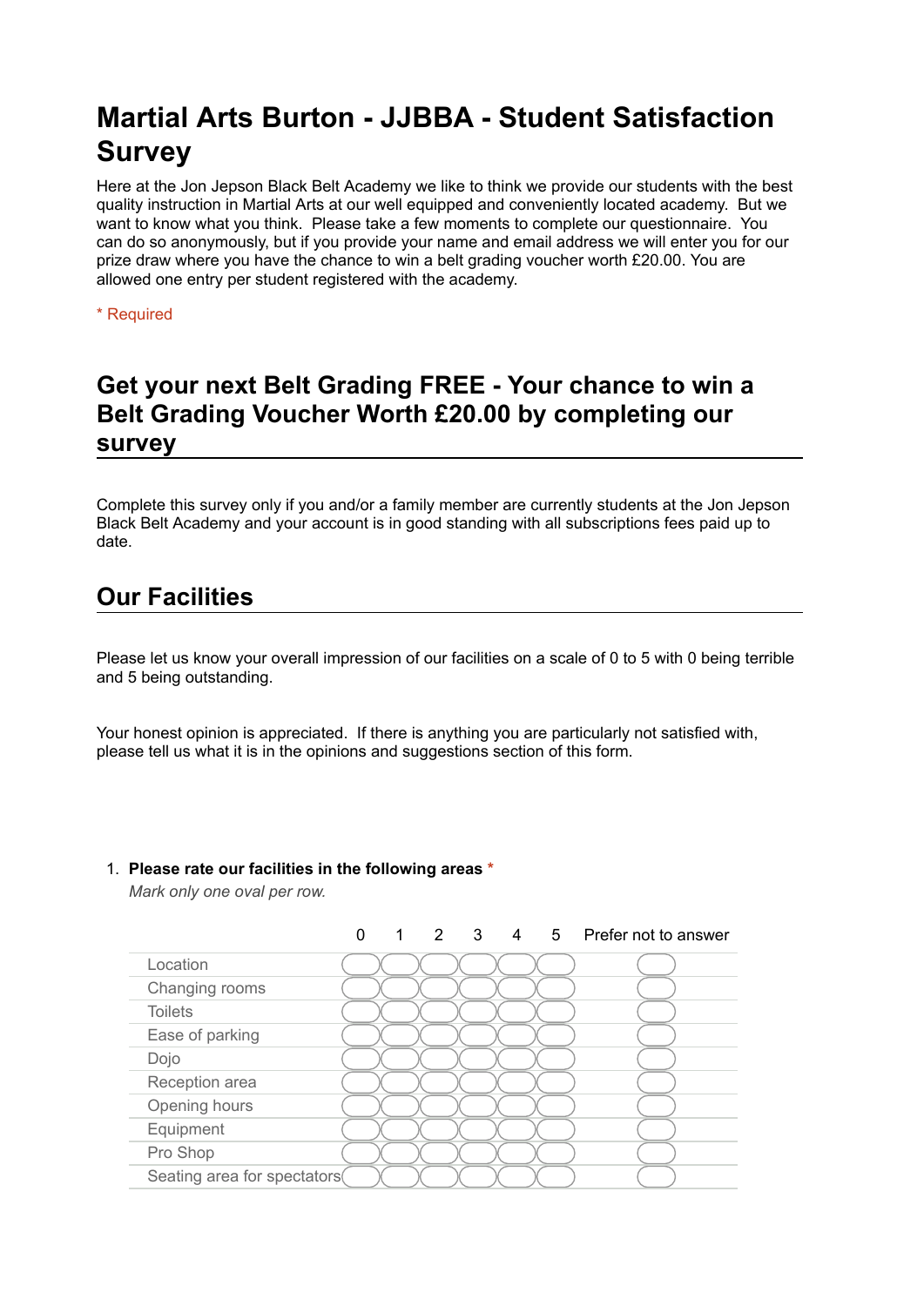# Martial Arts Burton - JJBBA - Student Satisfaction Survey

Here at the Jon Jepson Black Belt Academy we like to think we provide our students with the best quality instruction in Martial Arts at our well equipped and conveniently located academy. But we want to know what you think. Please take a few moments to complete our questionnaire. You can do so anonymously, but if you provide your name and email address we will enter you for our prize draw where you have the chance to win a belt grading voucher worth £20.00. You are allowed one entry per student registered with the academy.

* Required

## Get your next Belt Grading FREE - Your chance to win a Belt Grading Voucher Worth £20.00 by completing our survey

Complete this survey only if you and/or a family member are currently students at the Jon Jepson Black Belt Academy and your account is in good standing with all subscriptions fees paid up to date.

## Our Facilities

Please let us know your overall impression of our facilities on a scale of 0 to 5 with 0 being terrible and 5 being outstanding.

Your honest opinion is appreciated. If there is anything you are particularly not satisfied with, please tell us what it is in the opinions and suggestions section of this form.

1. **Please rate our facilities in the following areas** *

   *Mark only one oval per row.*

| | 0 | 1 | 2 | 3 | 4 | 5 | Prefer not to answer |
|---|---|---|---|---|---|---|---|
| Location | ◯ | ◯ | ◯ | ◯ | ◯ | ◯ | ◯ |
| Changing rooms | ◯ | ◯ | ◯ | ◯ | ◯ | ◯ | ◯ |
| Toilets | ◯ | ◯ | ◯ | ◯ | ◯ | ◯ | ◯ |
| Ease of parking | ◯ | ◯ | ◯ | ◯ | ◯ | ◯ | ◯ |
| Dojo | ◯ | ◯ | ◯ | ◯ | ◯ | ◯ | ◯ |
| Reception area | ◯ | ◯ | ◯ | ◯ | ◯ | ◯ | ◯ |
| Opening hours | ◯ | ◯ | ◯ | ◯ | ◯ | ◯ | ◯ |
| Equipment | ◯ | ◯ | ◯ | ◯ | ◯ | ◯ | ◯ |
| Pro Shop | ◯ | ◯ | ◯ | ◯ | ◯ | ◯ | ◯ |
| Seating area for spectators | ◯ | ◯ | ◯ | ◯ | ◯ | ◯ | ◯ |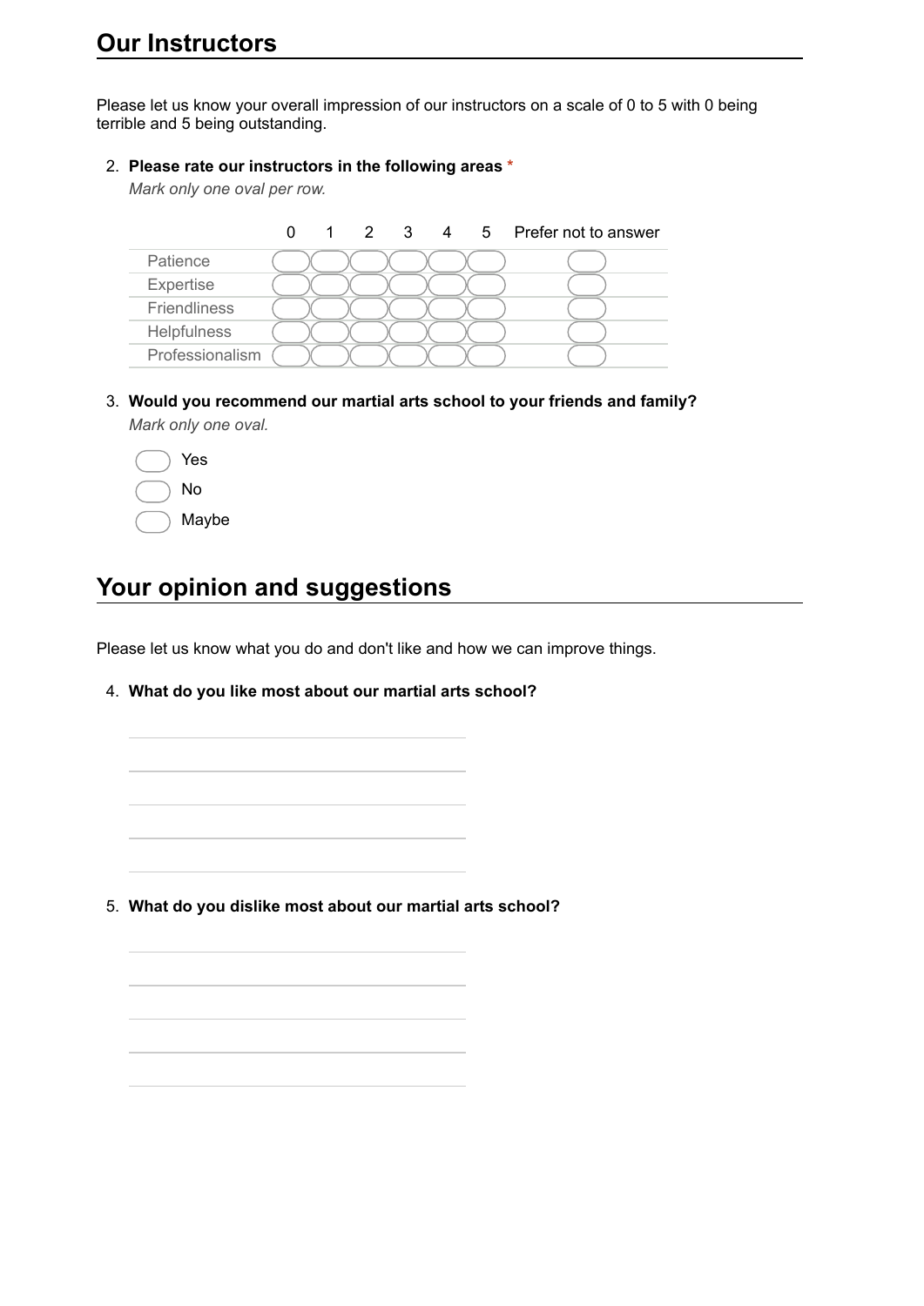## Our Instructors

Please let us know your overall impression of our instructors on a scale of 0 to 5 with 0 being terrible and 5 being outstanding.

2. **Please rate our instructors in the following areas** *

   *Mark only one oval per row.*

| | 0 | 1 | 2 | 3 | 4 | 5 | Prefer not to answer |
|---|---|---|---|---|---|---|---|
| Patience | | | | | | | |
| Expertise | | | | | | | |
| Friendliness | | | | | | | |
| Helpfulness | | | | | | | |
| Professionalism | | | | | | | |

3. **Would you recommend our martial arts school to your friends and family?**

   *Mark only one oval.*

   - Yes
   - No
   - Maybe

## Your opinion and suggestions

Please let us know what you do and don't like and how we can improve things.

4. **What do you like most about our martial arts school?**

5. **What do you dislike most about our martial arts school?**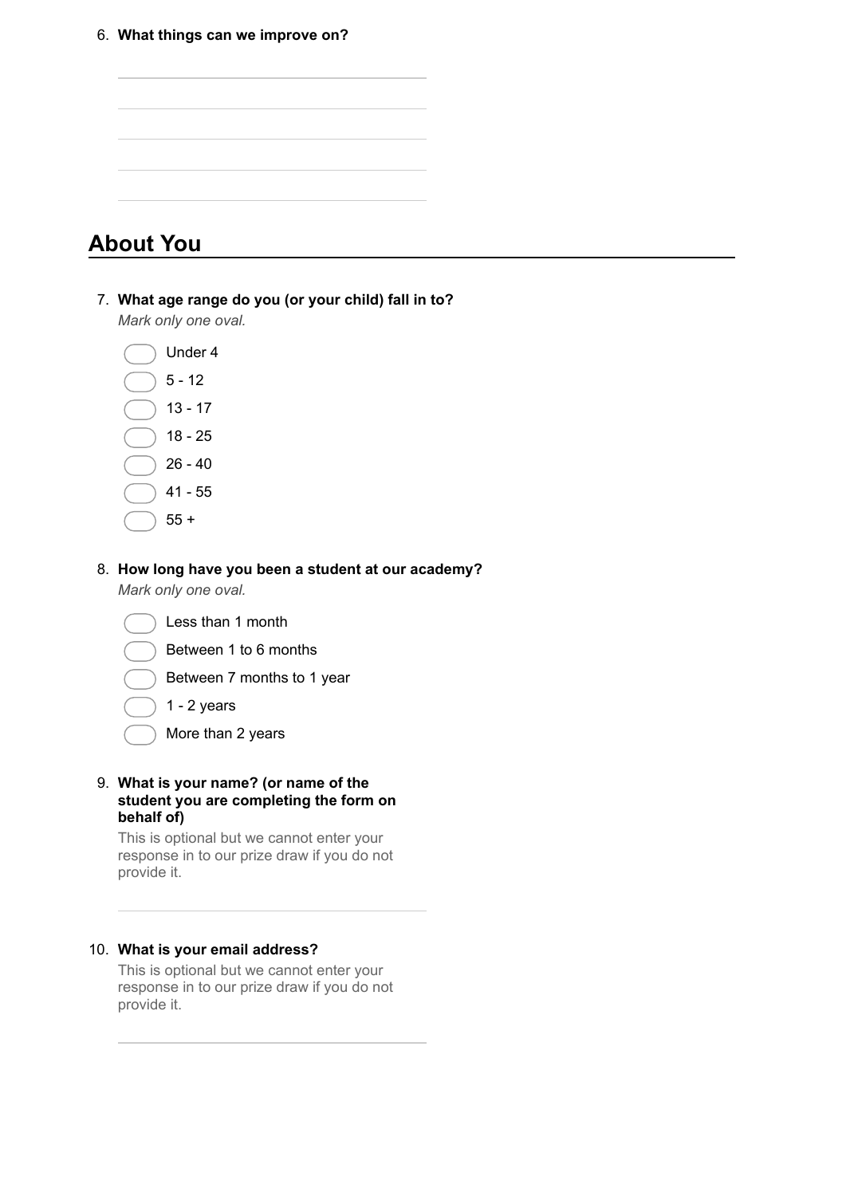6. **What things can we improve on?**

## About You

7. **What age range do you (or your child) fall in to?**

   *Mark only one oval.*

   - Under 4
   - 5 - 12
   - 13 - 17
   - 18 - 25
   - 26 - 40
   - 41 - 55
   - 55 +

8. **How long have you been a student at our academy?**

   *Mark only one oval.*

   - Less than 1 month
   - Between 1 to 6 months
   - Between 7 months to 1 year
   - 1 - 2 years
   - More than 2 years

9. **What is your name? (or name of the student you are completing the form on behalf of)**

   This is optional but we cannot enter your response in to our prize draw if you do not provide it.

10. **What is your email address?**

    This is optional but we cannot enter your response in to our prize draw if you do not provide it.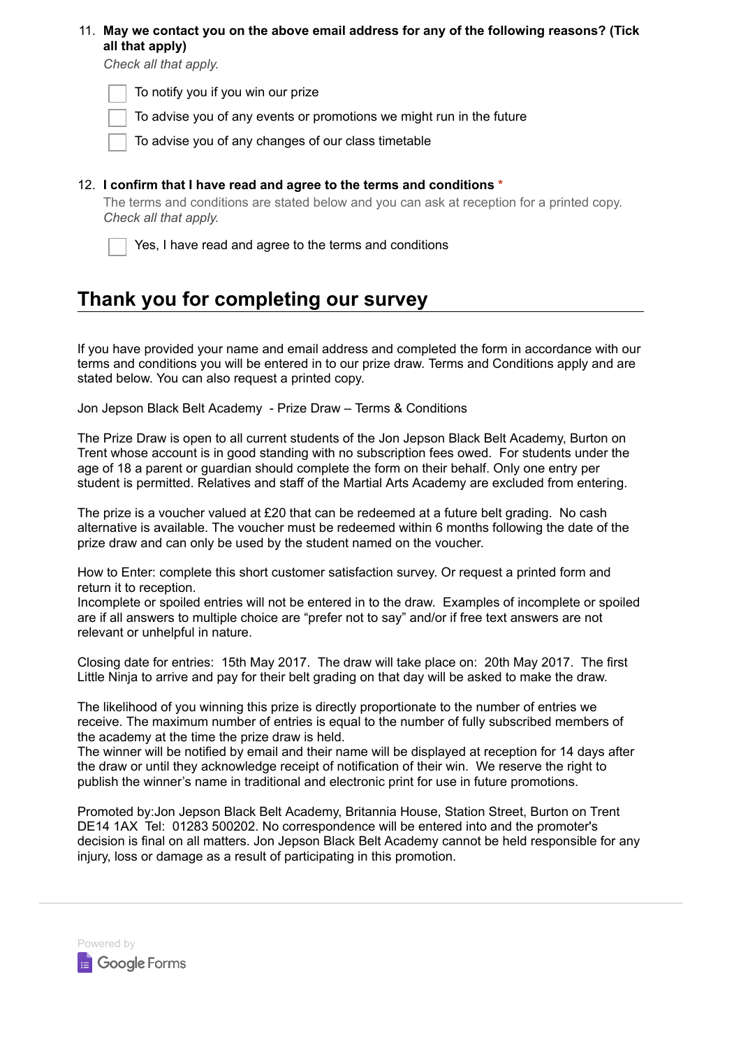11. **May we contact you on the above email address for any of the following reasons? (Tick all that apply)**

    *Check all that apply.*

    - [ ] To notify you if you win our prize
    - [ ] To advise you of any events or promotions we might run in the future
    - [ ] To advise you of any changes of our class timetable

12. **I confirm that I have read and agree to the terms and conditions** *

    The terms and conditions are stated below and you can ask at reception for a printed copy.
    *Check all that apply.*

    - [ ] Yes, I have read and agree to the terms and conditions

## Thank you for completing our survey

If you have provided your name and email address and completed the form in accordance with our terms and conditions you will be entered in to our prize draw. Terms and Conditions apply and are stated below. You can also request a printed copy.

Jon Jepson Black Belt Academy - Prize Draw – Terms & Conditions

The Prize Draw is open to all current students of the Jon Jepson Black Belt Academy, Burton on Trent whose account is in good standing with no subscription fees owed. For students under the age of 18 a parent or guardian should complete the form on their behalf. Only one entry per student is permitted. Relatives and staff of the Martial Arts Academy are excluded from entering.

The prize is a voucher valued at £20 that can be redeemed at a future belt grading. No cash alternative is available. The voucher must be redeemed within 6 months following the date of the prize draw and can only be used by the student named on the voucher.

How to Enter: complete this short customer satisfaction survey. Or request a printed form and return it to reception.
Incomplete or spoiled entries will not be entered in to the draw. Examples of incomplete or spoiled are if all answers to multiple choice are "prefer not to say" and/or if free text answers are not relevant or unhelpful in nature.

Closing date for entries: 15th May 2017. The draw will take place on: 20th May 2017. The first Little Ninja to arrive and pay for their belt grading on that day will be asked to make the draw.

The likelihood of you winning this prize is directly proportionate to the number of entries we receive. The maximum number of entries is equal to the number of fully subscribed members of the academy at the time the prize draw is held.
The winner will be notified by email and their name will be displayed at reception for 14 days after the draw or until they acknowledge receipt of notification of their win. We reserve the right to publish the winner's name in traditional and electronic print for use in future promotions.

Promoted by:Jon Jepson Black Belt Academy, Britannia House, Station Street, Burton on Trent DE14 1AX Tel: 01283 500202. No correspondence will be entered into and the promoter's decision is final on all matters. Jon Jepson Black Belt Academy cannot be held responsible for any injury, loss or damage as a result of participating in this promotion.

Powered by Google Forms